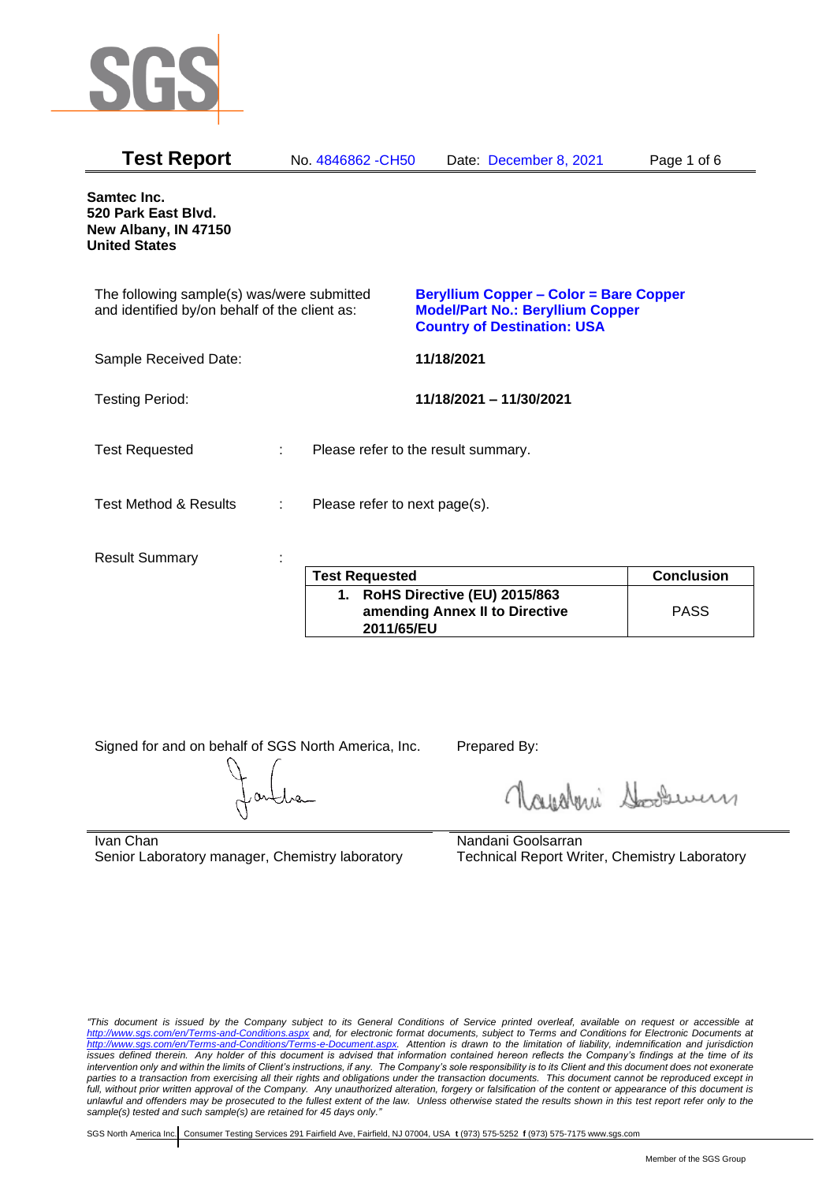# Test Report

No. 4846862 -CH50 Date: December 8, 2021

**Samtec Inc.**
**520 Park East Blvd.**
**New Albany, IN 47150**
**United States**

The following sample(s) was/were submitted and identified by/on behalf of the client as:

**Beryllium Copper – Color = Bare Copper**
**Model/Part No.: Beryllium Copper**
**Country of Destination: USA**

Sample Received Date: **11/18/2021**

Testing Period: **11/18/2021 – 11/30/2021**

Test Requested : Please refer to the result summary.

Test Method & Results : Please refer to next page(s).

Result Summary :

| Test Requested | Conclusion |
|---|---|
| **1. RoHS Directive (EU) 2015/863 amending Annex II to Directive 2011/65/EU** | PASS |

Signed for and on behalf of SGS North America, Inc.

Ivan Chan
Senior Laboratory manager, Chemistry laboratory

Prepared By:

Nandani Goolsarran
Technical Report Writer, Chemistry Laboratory

*"This document is issued by the Company subject to its General Conditions of Service printed overleaf, available on request or accessible at http://www.sgs.com/en/Terms-and-Conditions.aspx and, for electronic format documents, subject to Terms and Conditions for Electronic Documents at http://www.sgs.com/en/Terms-and-Conditions/Terms-e-Document.aspx. Attention is drawn to the limitation of liability, indemnification and jurisdiction issues defined therein. Any holder of this document is advised that information contained hereon reflects the Company's findings at the time of its intervention only and within the limits of Client's instructions, if any. The Company's sole responsibility is to its Client and this document does not exonerate parties to a transaction from exercising all their rights and obligations under the transaction documents. This document cannot be reproduced except in full, without prior written approval of the Company. Any unauthorized alteration, forgery or falsification of the content or appearance of this document is unlawful and offenders may be prosecuted to the fullest extent of the law. Unless otherwise stated the results shown in this test report refer only to the sample(s) tested and such sample(s) are retained for 45 days only."*

SGS North America Inc. | Consumer Testing Services 291 Fairfield Ave, Fairfield, NJ 07004, USA t (973) 575-5252 f (973) 575-7175 www.sgs.com

Member of the SGS Group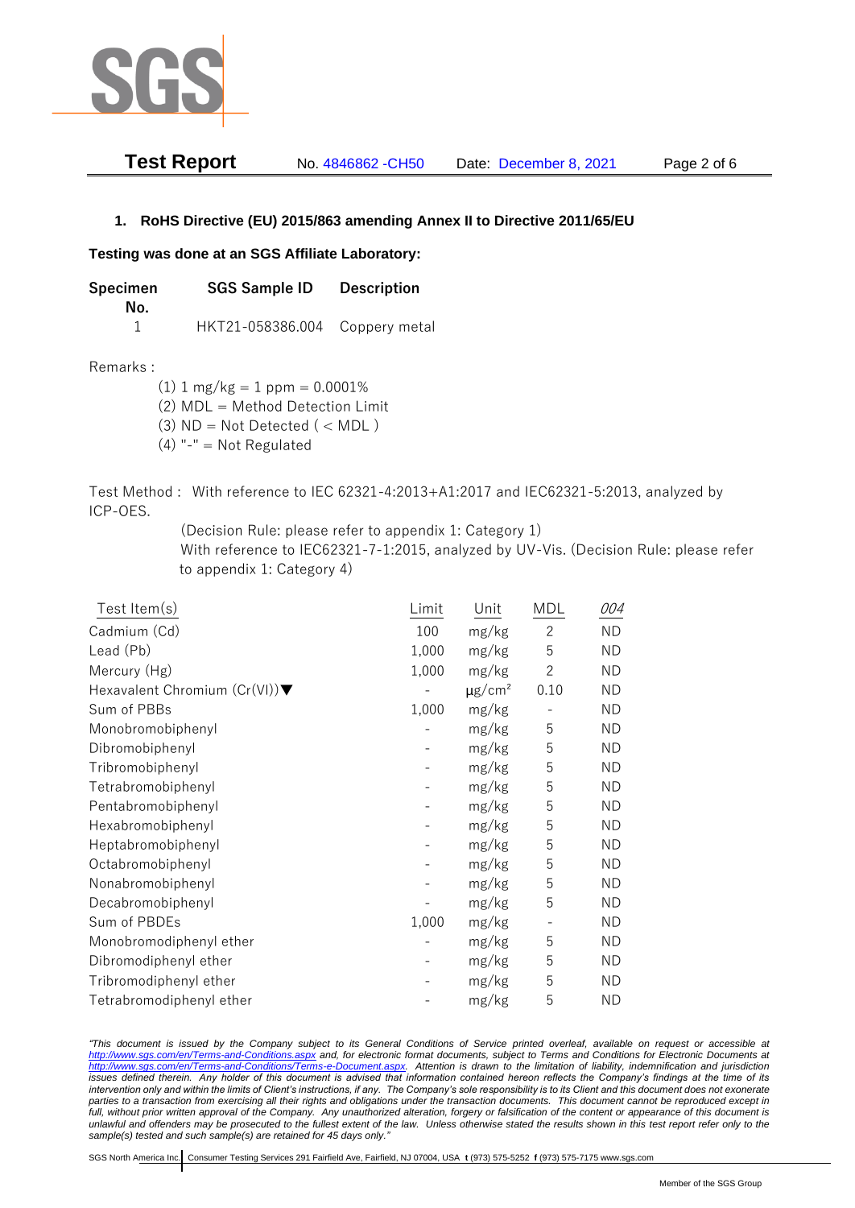## 1. RoHS Directive (EU) 2015/863 amending Annex II to Directive 2011/65/EU

**Testing was done at an SGS Affiliate Laboratory:**

| Specimen No. | SGS Sample ID | Description |
|---|---|---|
| 1 | HKT21-058386.004 | Coppery metal |

Remarks :

(1) 1 mg/kg = 1 ppm = 0.0001%
(2) MDL = Method Detection Limit
(3) ND = Not Detected ( < MDL )
(4) "-" = Not Regulated

Test Method : With reference to IEC 62321-4:2013+A1:2017 and IEC62321-5:2013, analyzed by ICP-OES.
(Decision Rule: please refer to appendix 1: Category 1)
With reference to IEC62321-7-1:2015, analyzed by UV-Vis. (Decision Rule: please refer to appendix 1: Category 4)

| Test Item(s) | Limit | Unit | MDL | *004* |
|---|---|---|---|---|
| Cadmium (Cd) | 100 | mg/kg | 2 | ND |
| Lead (Pb) | 1,000 | mg/kg | 5 | ND |
| Mercury (Hg) | 1,000 | mg/kg | 2 | ND |
| Hexavalent Chromium (Cr(VI))▼ | - | μg/cm² | 0.10 | ND |
| Sum of PBBs | 1,000 | mg/kg | - | ND |
| Monobromobiphenyl | - | mg/kg | 5 | ND |
| Dibromobiphenyl | - | mg/kg | 5 | ND |
| Tribromobiphenyl | - | mg/kg | 5 | ND |
| Tetrabromobiphenyl | - | mg/kg | 5 | ND |
| Pentabromobiphenyl | - | mg/kg | 5 | ND |
| Hexabromobiphenyl | - | mg/kg | 5 | ND |
| Heptabromobiphenyl | - | mg/kg | 5 | ND |
| Octabromobiphenyl | - | mg/kg | 5 | ND |
| Nonabromobiphenyl | - | mg/kg | 5 | ND |
| Decabromobiphenyl | - | mg/kg | 5 | ND |
| Sum of PBDEs | 1,000 | mg/kg | - | ND |
| Monobromodiphenyl ether | - | mg/kg | 5 | ND |
| Dibromodiphenyl ether | - | mg/kg | 5 | ND |
| Tribromodiphenyl ether | - | mg/kg | 5 | ND |
| Tetrabromodiphenyl ether | - | mg/kg | 5 | ND |

*"This document is issued by the Company subject to its General Conditions of Service printed overleaf, available on request or accessible at http://www.sgs.com/en/Terms-and-Conditions.aspx and, for electronic format documents, subject to Terms and Conditions for Electronic Documents at http://www.sgs.com/en/Terms-and-Conditions/Terms-e-Document.aspx. Attention is drawn to the limitation of liability, indemnification and jurisdiction issues defined therein. Any holder of this document is advised that information contained hereon reflects the Company's findings at the time of its intervention only and within the limits of Client's instructions, if any. The Company's sole responsibility is to its Client and this document does not exonerate parties to a transaction from exercising all their rights and obligations under the transaction documents. This document cannot be reproduced except in full, without prior written approval of the Company. Any unauthorized alteration, forgery or falsification of the content or appearance of this document is unlawful and offenders may be prosecuted to the fullest extent of the law. Unless otherwise stated the results shown in this test report refer only to the sample(s) tested and such sample(s) are retained for 45 days only."*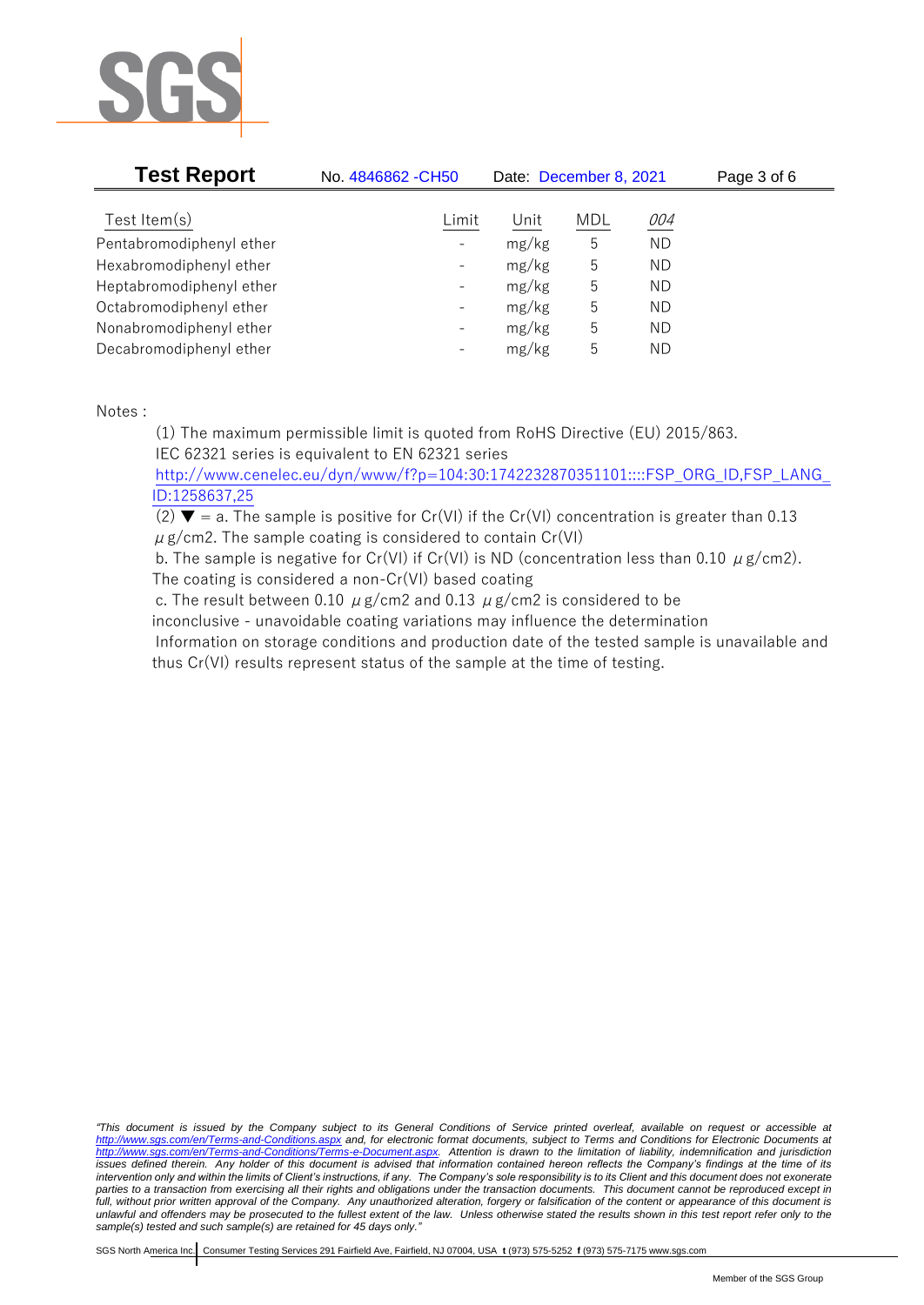| Test Item(s) | Limit | Unit | MDL | 004 |
|---|---|---|---|---|
| Pentabromodiphenyl ether | - | mg/kg | 5 | ND |
| Hexabromodiphenyl ether | - | mg/kg | 5 | ND |
| Heptabromodiphenyl ether | - | mg/kg | 5 | ND |
| Octabromodiphenyl ether | - | mg/kg | 5 | ND |
| Nonabromodiphenyl ether | - | mg/kg | 5 | ND |
| Decabromodiphenyl ether | - | mg/kg | 5 | ND |

Notes :

(1) The maximum permissible limit is quoted from RoHS Directive (EU) 2015/863.
IEC 62321 series is equivalent to EN 62321 series
http://www.cenelec.eu/dyn/www/f?p=104:30:1742232870351101::::FSP_ORG_ID,FSP_LANG_ID:1258637,25

(2) ▼ = a. The sample is positive for Cr(VI) if the Cr(VI) concentration is greater than 0.13 $\mu$g/cm2. The sample coating is considered to contain Cr(VI)
b. The sample is negative for Cr(VI) if Cr(VI) is ND (concentration less than 0.10 $\mu$g/cm2). The coating is considered a non-Cr(VI) based coating
c. The result between 0.10 $\mu$g/cm2 and 0.13 $\mu$g/cm2 is considered to be inconclusive - unavoidable coating variations may influence the determination
Information on storage conditions and production date of the tested sample is unavailable and thus Cr(VI) results represent status of the sample at the time of testing.

*"This document is issued by the Company subject to its General Conditions of Service printed overleaf, available on request or accessible at http://www.sgs.com/en/Terms-and-Conditions.aspx and, for electronic format documents, subject to Terms and Conditions for Electronic Documents at http://www.sgs.com/en/Terms-and-Conditions/Terms-e-Document.aspx. Attention is drawn to the limitation of liability, indemnification and jurisdiction issues defined therein. Any holder of this document is advised that information contained hereon reflects the Company's findings at the time of its intervention only and within the limits of Client's instructions, if any. The Company's sole responsibility is to its Client and this document does not exonerate parties to a transaction from exercising all their rights and obligations under the transaction documents. This document cannot be reproduced except in full, without prior written approval of the Company. Any unauthorized alteration, forgery or falsification of the content or appearance of this document is unlawful and offenders may be prosecuted to the fullest extent of the law. Unless otherwise stated the results shown in this test report refer only to the sample(s) tested and such sample(s) are retained for 45 days only."*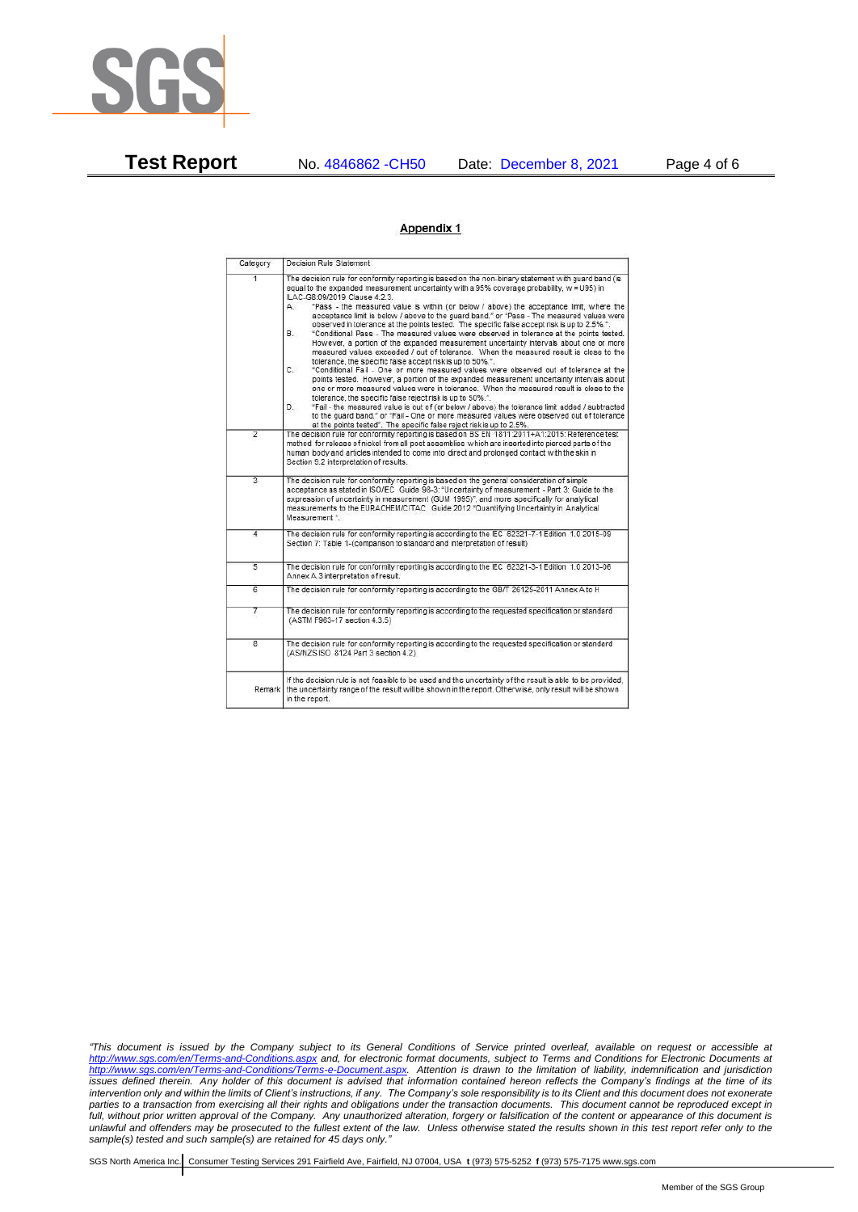## Appendix 1

| Category | Decision Rule Statement |
|---|---|
| 1 | The decision rule for conformity reporting is based on the non-binary statement with guard band (is equal to the expanded measurement uncertainty with a 95% coverage probability, w = U95) in ILAC-G8:09/2019 Clause 4.2.3.<br>A. "Pass - the measured value is within (or below / above) the acceptance limit, where the acceptance limit is below / above to the guard band." or "Pass - The measured values were observed in tolerance at the points tested. The specific false accept risk is up to 2.5%.".<br>B. "Conditional Pass - The measured values were observed in tolerance at the points tested. However, a portion of the expanded measurement uncertainty intervals about one or more measured values exceeded / out of tolerance. When the measured result is close to the tolerance, the specific false accept risk is up to 50%.".<br>C. "Conditional Fail - One or more measured values were observed out of tolerance at the points tested. However, a portion of the expanded measurement uncertainty intervals about one or more measured values were in tolerance. When the measured result is close to the tolerance, the specific false reject risk is up to 50%.".<br>D. "Fail - the measured value is out of (or below / above) the tolerance limit added / subtracted to the guard band." or "Fail - One or more measured values were observed out of tolerance at the points tested". The specific false reject risk is up to 2.5%. |
| 2 | The decision rule for conformity reporting is based on BS EN 1811:2011+A1:2015: Reference test method for release of nickel from all post assemblies which are inserted into pierced parts of the human body and articles intended to come into direct and prolonged contact with the skin in Section 9.2 interpretation of results. |
| 3 | The decision rule for conformity reporting is based on the general consideration of simple acceptance as stated in ISO/IEC Guide 98-3: "Uncertainty of measurement - Part 3: Guide to the expression of uncertainty in measurement (GUM 1995)", and more specifically for analytical measurements to the EURACHEM/CITAC Guide 2012 "Quantifying Uncertainty in Analytical Measurement ". |
| 4 | The decision rule for conformity reporting is according to the IEC 62321-7-1 Edition 1.0 2015-09 Section 7: Table 1-(comparison to standard and interpretation of result) |
| 5 | The decision rule for conformity reporting is according to the IEC 62321-3-1 Edition 1.0 2013-06 Annex A.3 interpretation of result. |
| 6 | The decision rule for conformity reporting is according to the GB/T 26125-2011 Annex A to H |
| 7 | The decision rule for conformity reporting is according to the requested specification or standard (ASTM F963-17 section 4.3.5) |
| 8 | The decision rule for conformity reporting is according to the requested specification or standard (AS/NZS ISO 8124 Part 3 section 4.2) |
| Remark | If the decision rule is not feasible to be used and the uncertainty of the result is able to be provided, the uncertainty range of the result will be shown in the report. Otherwise, only result will be shown in the report. |

*"This document is issued by the Company subject to its General Conditions of Service printed overleaf, available on request or accessible at http://www.sgs.com/en/Terms-and-Conditions.aspx and, for electronic format documents, subject to Terms and Conditions for Electronic Documents at http://www.sgs.com/en/Terms-and-Conditions/Terms-e-Document.aspx. Attention is drawn to the limitation of liability, indemnification and jurisdiction issues defined therein. Any holder of this document is advised that information contained hereon reflects the Company's findings at the time of its intervention only and within the limits of Client's instructions, if any. The Company's sole responsibility is to its Client and this document does not exonerate parties to a transaction from exercising all their rights and obligations under the transaction documents. This document cannot be reproduced except in full, without prior written approval of the Company. Any unauthorized alteration, forgery or falsification of the content or appearance of this document is unlawful and offenders may be prosecuted to the fullest extent of the law. Unless otherwise stated the results shown in this test report refer only to the sample(s) tested and such sample(s) are retained for 45 days only."*

SGS North America Inc. | Consumer Testing Services 291 Fairfield Ave, Fairfield, NJ 07004, USA **t** (973) 575-5252 **f** (973) 575-7175 www.sgs.com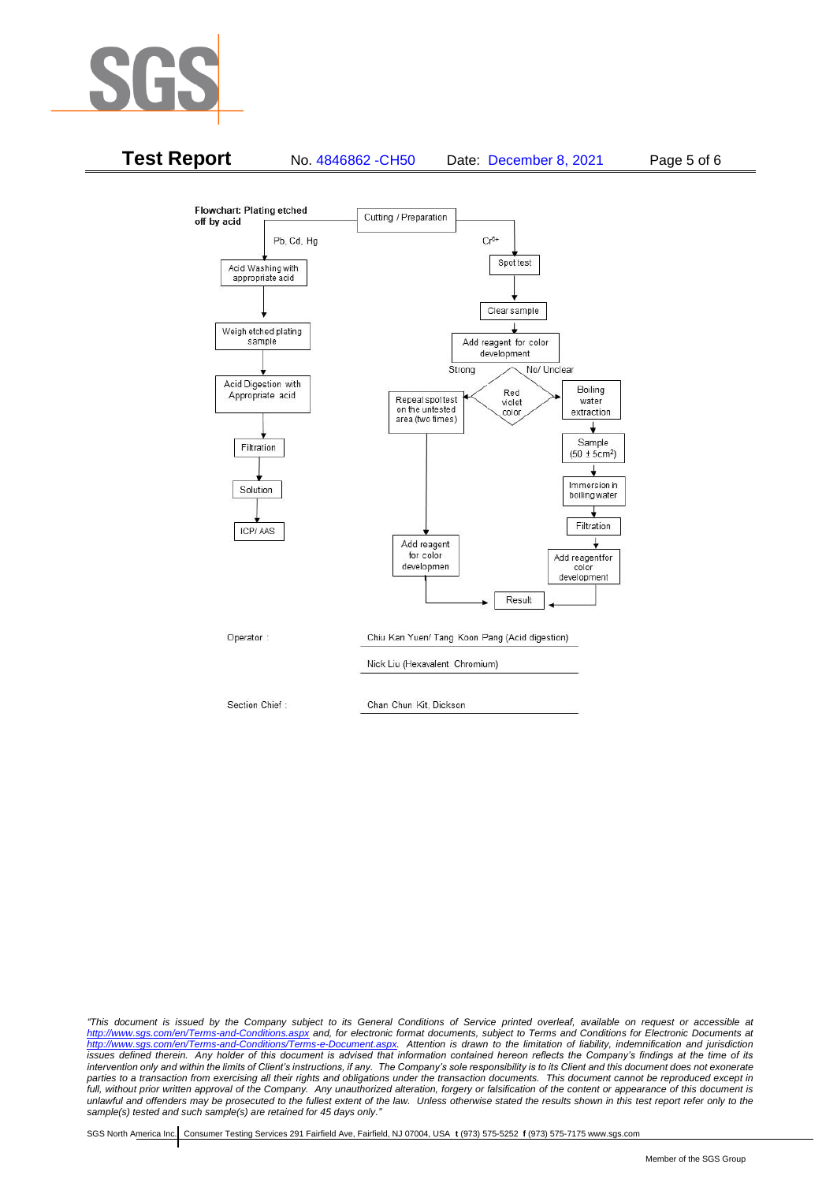**Flowchart: Plating etched off by acid**

Cutting / Preparation

**Pb, Cd, Hg:**

- Acid Washing with appropriate acid
- Weigh etched plating sample
- Acid Digestion with Appropriate acid
- Filtration
- Solution
- ICP/ AAS

**$Cr^{6+}$:**

- Spot test
- Clear sample
- Add reagent for color development
- Red violet color
  - Strong → Repeat spot test on the untested area (two times) → Add reagent for color developmen → Result
  - No/ Unclear → Boiling water extraction → Sample ($50 \pm 5cm^2$) → Immersion in boiling water → Filtration → Add reagentfor color development → Result

Operator : Chiu Kan Yuen/ Tang Koon Pang (Acid digestion)

Nick Liu (Hexavalent Chromium)

Section Chief : Chan Chun Kit, Dickson

*"This document is issued by the Company subject to its General Conditions of Service printed overleaf, available on request or accessible at http://www.sgs.com/en/Terms-and-Conditions.aspx and, for electronic format documents, subject to Terms and Conditions for Electronic Documents at http://www.sgs.com/en/Terms-and-Conditions/Terms-e-Document.aspx. Attention is drawn to the limitation of liability, indemnification and jurisdiction issues defined therein. Any holder of this document is advised that information contained hereon reflects the Company's findings at the time of its intervention only and within the limits of Client's instructions, if any. The Company's sole responsibility is to its Client and this document does not exonerate parties to a transaction from exercising all their rights and obligations under the transaction documents. This document cannot be reproduced except in full, without prior written approval of the Company. Any unauthorized alteration, forgery or falsification of the content or appearance of this document is unlawful and offenders may be prosecuted to the fullest extent of the law. Unless otherwise stated the results shown in this test report refer only to the sample(s) tested and such sample(s) are retained for 45 days only."*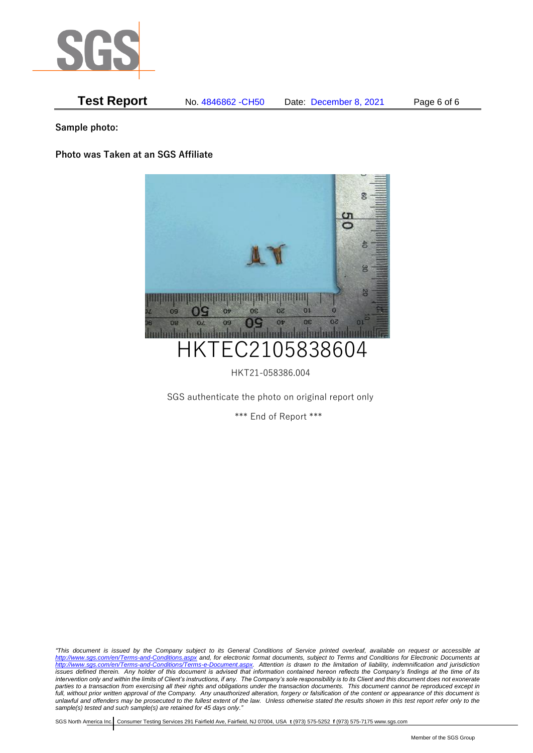**Test Report** No. 4846862 -CH50 Date: December 8, 2021

**Sample photo:**

**Photo was Taken at an SGS Affiliate**

HKTEC2105838604

HKT21-058386.004

SGS authenticate the photo on original report only

\*\*\* End of Report \*\*\*

*"This document is issued by the Company subject to its General Conditions of Service printed overleaf, available on request or accessible at http://www.sgs.com/en/Terms-and-Conditions.aspx and, for electronic format documents, subject to Terms and Conditions for Electronic Documents at http://www.sgs.com/en/Terms-and-Conditions/Terms-e-Document.aspx. Attention is drawn to the limitation of liability, indemnification and jurisdiction issues defined therein. Any holder of this document is advised that information contained hereon reflects the Company's findings at the time of its intervention only and within the limits of Client's instructions, if any. The Company's sole responsibility is to its Client and this document does not exonerate parties to a transaction from exercising all their rights and obligations under the transaction documents. This document cannot be reproduced except in full, without prior written approval of the Company. Any unauthorized alteration, forgery or falsification of the content or appearance of this document is unlawful and offenders may be prosecuted to the fullest extent of the law. Unless otherwise stated the results shown in this test report refer only to the sample(s) tested and such sample(s) are retained for 45 days only."*

SGS North America Inc. | Consumer Testing Services 291 Fairfield Ave, Fairfield, NJ 07004, USA **t** (973) 575-5252 **f** (973) 575-7175 www.sgs.com

Member of the SGS Group